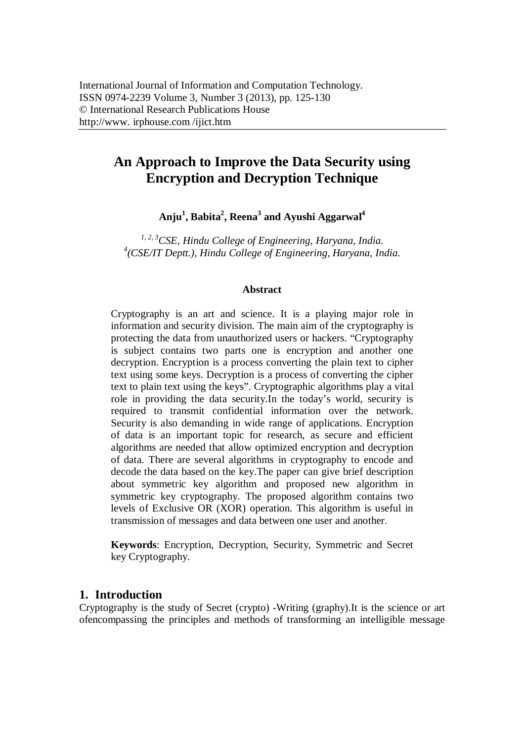International Journal of Information and Computation Technology.
ISSN 0974-2239 Volume 3, Number 3 (2013), pp. 125-130
© International Research Publications House
http://www. irphouse.com /ijict.htm

# An Approach to Improve the Data Security using Encryption and Decryption Technique

**Anju[1], Babita[2], Reena[3] and Ayushi Aggarwal[4]**

*[1, 2, 3]CSE, Hindu College of Engineering, Haryana, India.*
*[4](CSE/IT Deptt.), Hindu College of Engineering, Haryana, India.*

## Abstract

Cryptography is an art and science. It is a playing major role in information and security division. The main aim of the cryptography is protecting the data from unauthorized users or hackers. "Cryptography is subject contains two parts one is encryption and another one decryption. Encryption is a process converting the plain text to cipher text using some keys. Decryption is a process of converting the cipher text to plain text using the keys". Cryptographic algorithms play a vital role in providing the data security.In the today's world, security is required to transmit confidential information over the network. Security is also demanding in wide range of applications. Encryption of data is an important topic for research, as secure and efficient algorithms are needed that allow optimized encryption and decryption of data. There are several algorithms in cryptography to encode and decode the data based on the key.The paper can give brief description about symmetric key algorithm and proposed new algorithm in symmetric key cryptography. The proposed algorithm contains two levels of Exclusive OR (XOR) operation. This algorithm is useful in transmission of messages and data between one user and another.

**Keywords**: Encryption, Decryption, Security, Symmetric and Secret key Cryptography.

## 1. Introduction

Cryptography is the study of Secret (crypto) -Writing (graphy).It is the science or art ofencompassing the principles and methods of transforming an intelligible message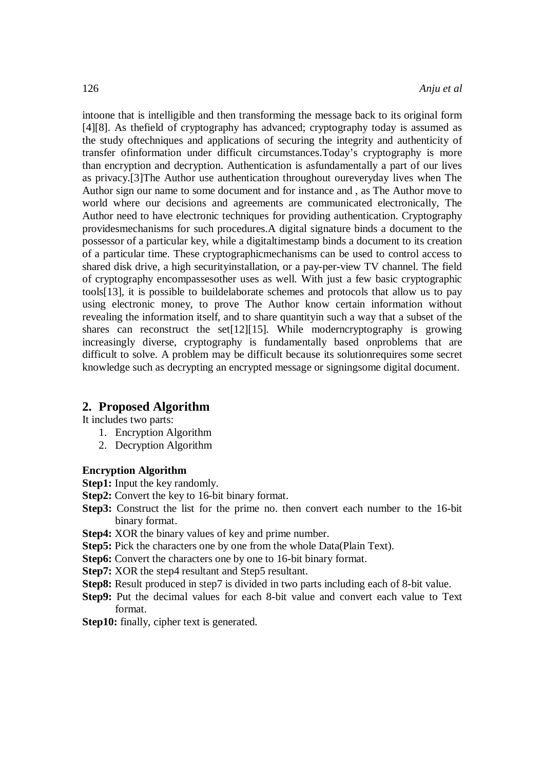intoone that is intelligible and then transforming the message back to its original form [4][8]. As thefield of cryptography has advanced; cryptography today is assumed as the study oftechniques and applications of securing the integrity and authenticity of transfer ofinformation under difficult circumstances.Today's cryptography is more than encryption and decryption. Authentication is asfundamentally a part of our lives as privacy.[3]The Author use authentication throughout oureveryday lives when The Author sign our name to some document and for instance and , as The Author move to world where our decisions and agreements are communicated electronically, The Author need to have electronic techniques for providing authentication. Cryptography providesmechanisms for such procedures.A digital signature binds a document to the possessor of a particular key, while a digitaltimestamp binds a document to its creation of a particular time. These cryptographicmechanisms can be used to control access to shared disk drive, a high securityinstallation, or a pay-per-view TV channel. The field of cryptography encompassesother uses as well. With just a few basic cryptographic tools[13], it is possible to buildelaborate schemes and protocols that allow us to pay using electronic money, to prove The Author know certain information without revealing the information itself, and to share quantityin such a way that a subset of the shares can reconstruct the set[12][15]. While moderncryptography is growing increasingly diverse, cryptography is fundamentally based onproblems that are difficult to solve. A problem may be difficult because its solutionrequires some secret knowledge such as decrypting an encrypted message or signingsome digital document.

## 2. Proposed Algorithm

It includes two parts:

1. Encryption Algorithm
2. Decryption Algorithm

**Encryption Algorithm**

**Step1:** Input the key randomly.

**Step2:** Convert the key to 16-bit binary format.

**Step3:** Construct the list for the prime no. then convert each number to the 16-bit binary format.

**Step4:** XOR the binary values of key and prime number.

**Step5:** Pick the characters one by one from the whole Data(Plain Text).

**Step6:** Convert the characters one by one to 16-bit binary format.

**Step7:** XOR the step4 resultant and Step5 resultant.

**Step8:** Result produced in step7 is divided in two parts including each of 8-bit value.

**Step9:** Put the decimal values for each 8-bit value and convert each value to Text format.

**Step10:** finally, cipher text is generated.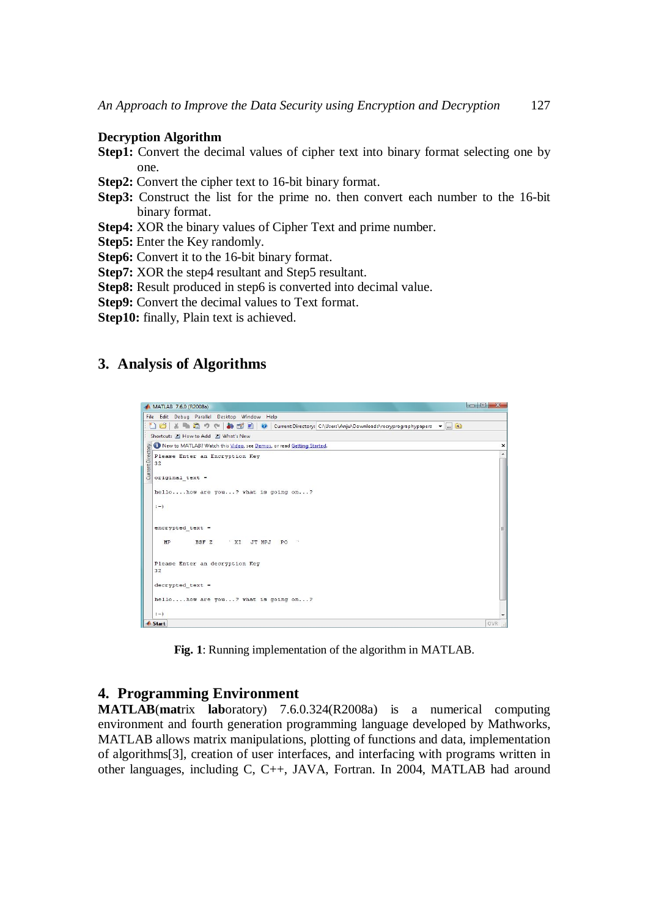**Decryption Algorithm**

**Step1:** Convert the decimal values of cipher text into binary format selecting one by one.

**Step2:** Convert the cipher text to 16-bit binary format.

**Step3:** Construct the list for the prime no. then convert each number to the 16-bit binary format.

**Step4:** XOR the binary values of Cipher Text and prime number.

**Step5:** Enter the Key randomly.

**Step6:** Convert it to the 16-bit binary format.

**Step7:** XOR the step4 resultant and Step5 resultant.

**Step8:** Result produced in step6 is converted into decimal value.

**Step9:** Convert the decimal values to Text format.

**Step10:** finally, Plain text is achieved.

## 3. Analysis of Algorithms

**Fig. 1**: Running implementation of the algorithm in MATLAB.

## 4. Programming Environment

**MATLAB**(**mat**rix **lab**oratory) 7.6.0.324(R2008a) is a numerical computing environment and fourth generation programming language developed by Mathworks, MATLAB allows matrix manipulations, plotting of functions and data, implementation of algorithms[3], creation of user interfaces, and interfacing with programs written in other languages, including C, C++, JAVA, Fortran. In 2004, MATLAB had around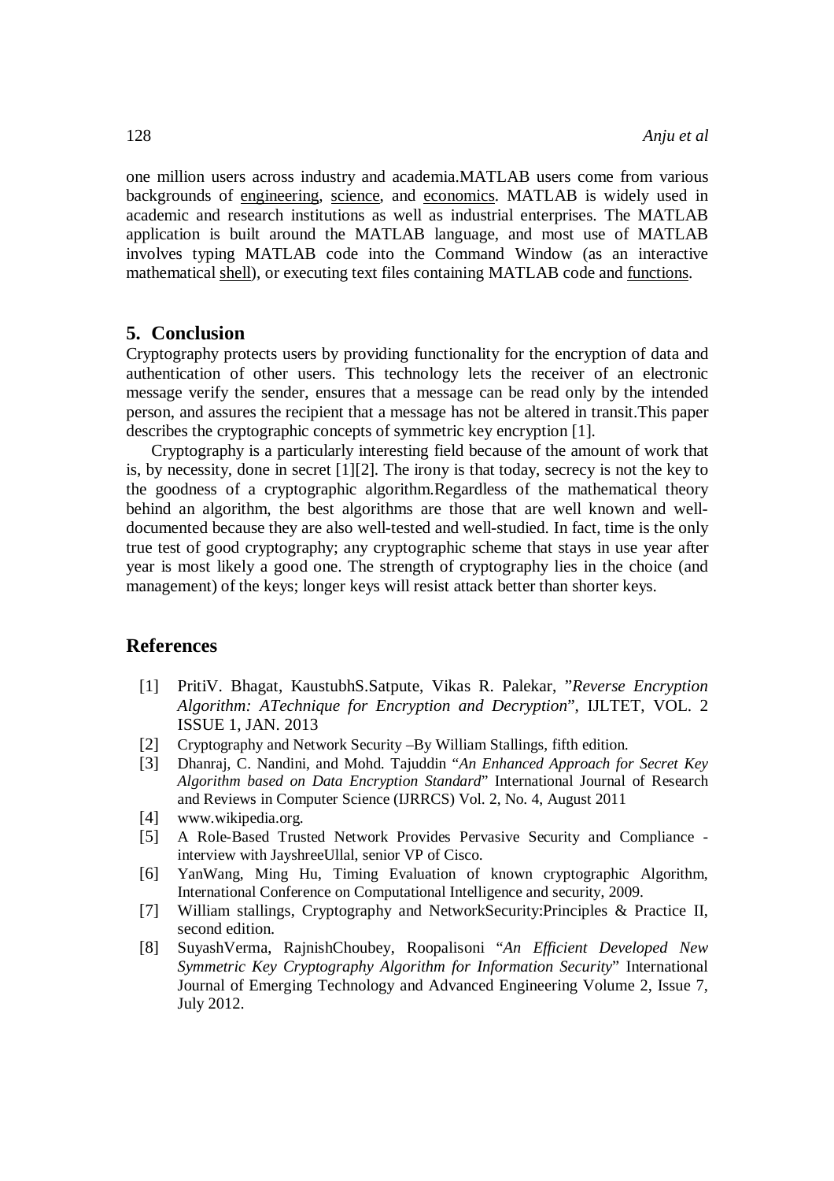one million users across industry and academia.MATLAB users come from various backgrounds of engineering, science, and economics. MATLAB is widely used in academic and research institutions as well as industrial enterprises. The MATLAB application is built around the MATLAB language, and most use of MATLAB involves typing MATLAB code into the Command Window (as an interactive mathematical shell), or executing text files containing MATLAB code and functions.

## 5. Conclusion

Cryptography protects users by providing functionality for the encryption of data and authentication of other users. This technology lets the receiver of an electronic message verify the sender, ensures that a message can be read only by the intended person, and assures the recipient that a message has not be altered in transit.This paper describes the cryptographic concepts of symmetric key encryption [1].

Cryptography is a particularly interesting field because of the amount of work that is, by necessity, done in secret [1][2]. The irony is that today, secrecy is not the key to the goodness of a cryptographic algorithm.Regardless of the mathematical theory behind an algorithm, the best algorithms are those that are well known and well-documented because they are also well-tested and well-studied. In fact, time is the only true test of good cryptography; any cryptographic scheme that stays in use year after year is most likely a good one. The strength of cryptography lies in the choice (and management) of the keys; longer keys will resist attack better than shorter keys.

## References

[1] PritiV. Bhagat, KaustubhS.Satpute, Vikas R. Palekar, "*Reverse Encryption Algorithm: ATechnique for Encryption and Decryption*", IJLTET, VOL. 2 ISSUE 1, JAN. 2013

[2] Cryptography and Network Security –By William Stallings, fifth edition.

[3] Dhanraj, C. Nandini, and Mohd. Tajuddin "*An Enhanced Approach for Secret Key Algorithm based on Data Encryption Standard*" International Journal of Research and Reviews in Computer Science (IJRRCS) Vol. 2, No. 4, August 2011

[4] www.wikipedia.org.

[5] A Role-Based Trusted Network Provides Pervasive Security and Compliance - interview with JayshreeUllal, senior VP of Cisco.

[6] YanWang, Ming Hu, Timing Evaluation of known cryptographic Algorithm, International Conference on Computational Intelligence and security, 2009.

[7] William stallings, Cryptography and NetworkSecurity:Principles & Practice II, second edition.

[8] SuyashVerma, RajnishChoubey, Roopalisoni "*An Efficient Developed New Symmetric Key Cryptography Algorithm for Information Security*" International Journal of Emerging Technology and Advanced Engineering Volume 2, Issue 7, July 2012.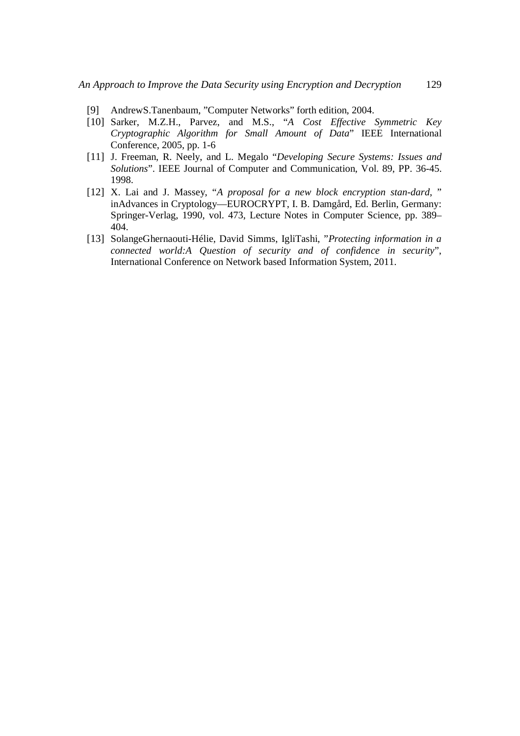[9] AndrewS.Tanenbaum, "Computer Networks" forth edition, 2004.

[10] Sarker, M.Z.H., Parvez, and M.S., "*A Cost Effective Symmetric Key Cryptographic Algorithm for Small Amount of Data*" IEEE International Conference, 2005, pp. 1-6

[11] J. Freeman, R. Neely, and L. Megalo "*Developing Secure Systems: Issues and Solutions*". IEEE Journal of Computer and Communication, Vol. 89, PP. 36-45. 1998.

[12] X. Lai and J. Massey, "*A proposal for a new block encryption stan-dard*, " inAdvances in Cryptology—EUROCRYPT, I. B. Damgård, Ed. Berlin, Germany: Springer-Verlag, 1990, vol. 473, Lecture Notes in Computer Science, pp. 389–404.

[13] SolangeGhernaouti-Hélie, David Simms, IgliTashi, "*Protecting information in a connected world:A Question of security and of confidence in security*", International Conference on Network based Information System, 2011.